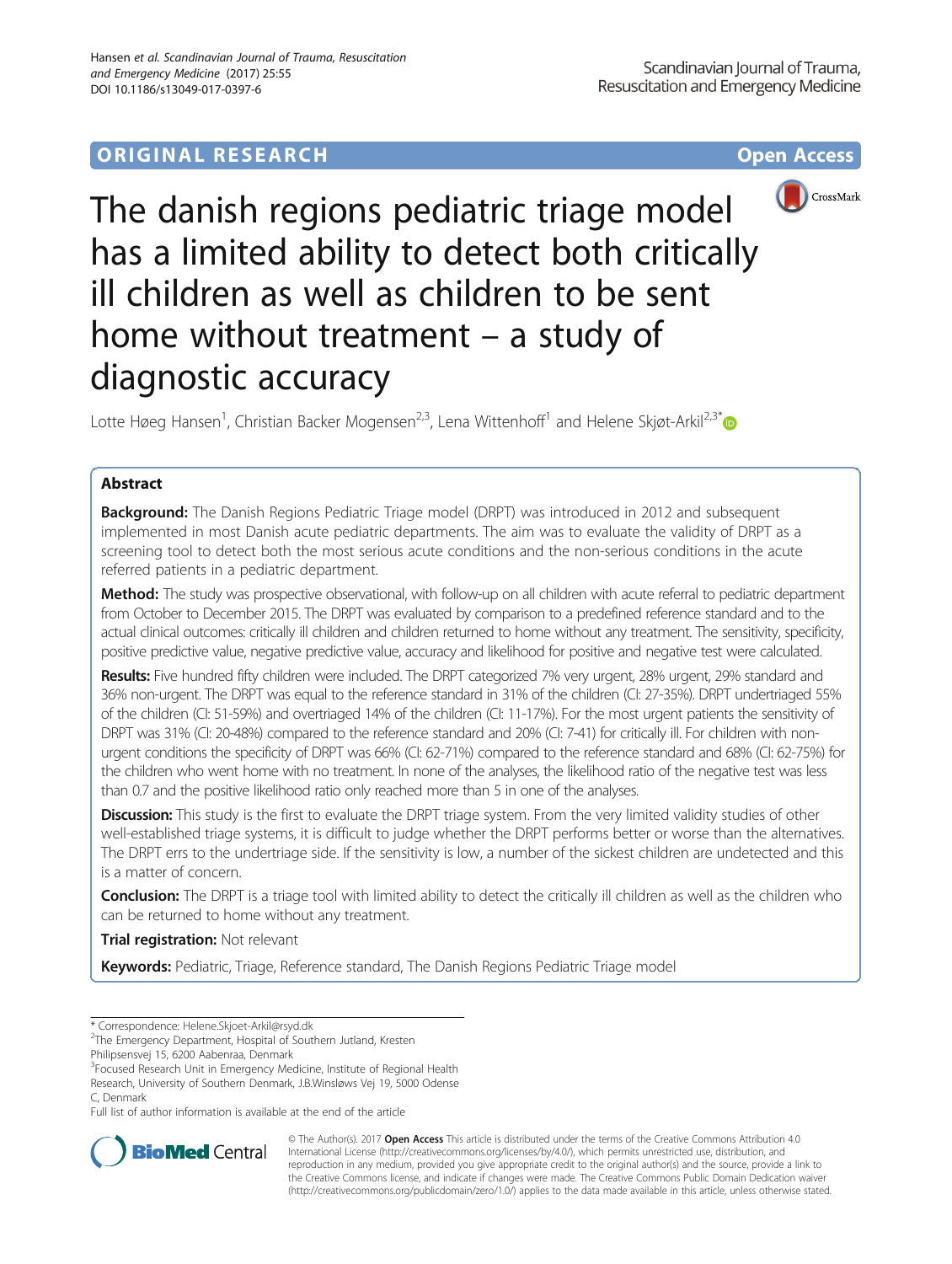ORIGINAL RESEARCH Open Access

# The danish regions pediatric triage model has a limited ability to detect both critically ill children as well as children to be sent home without treatment – a study of diagnostic accuracy

Lotte Høeg Hansen[1], Christian Backer Mogensen[2,3], Lena Wittenhoff[1] and Helene Skjøt-Arkil[2,3*]

## Abstract

**Background:** The Danish Regions Pediatric Triage model (DRPT) was introduced in 2012 and subsequent implemented in most Danish acute pediatric departments. The aim was to evaluate the validity of DRPT as a screening tool to detect both the most serious acute conditions and the non-serious conditions in the acute referred patients in a pediatric department.

**Method:** The study was prospective observational, with follow-up on all children with acute referral to pediatric department from October to December 2015. The DRPT was evaluated by comparison to a predefined reference standard and to the actual clinical outcomes: critically ill children and children returned to home without any treatment. The sensitivity, specificity, positive predictive value, negative predictive value, accuracy and likelihood for positive and negative test were calculated.

**Results:** Five hundred fifty children were included. The DRPT categorized 7% very urgent, 28% urgent, 29% standard and 36% non-urgent. The DRPT was equal to the reference standard in 31% of the children (CI: 27-35%). DRPT undertriaged 55% of the children (CI: 51-59%) and overtriaged 14% of the children (CI: 11-17%). For the most urgent patients the sensitivity of DRPT was 31% (CI: 20-48%) compared to the reference standard and 20% (CI: 7-41) for critically ill. For children with non-urgent conditions the specificity of DRPT was 66% (CI: 62-71%) compared to the reference standard and 68% (CI: 62-75%) for the children who went home with no treatment. In none of the analyses, the likelihood ratio of the negative test was less than 0.7 and the positive likelihood ratio only reached more than 5 in one of the analyses.

**Discussion:** This study is the first to evaluate the DRPT triage system. From the very limited validity studies of other well-established triage systems, it is difficult to judge whether the DRPT performs better or worse than the alternatives. The DRPT errs to the undertriage side. If the sensitivity is low, a number of the sickest children are undetected and this is a matter of concern.

**Conclusion:** The DRPT is a triage tool with limited ability to detect the critically ill children as well as the children who can be returned to home without any treatment.

**Trial registration:** Not relevant

**Keywords:** Pediatric, Triage, Reference standard, The Danish Regions Pediatric Triage model

---

* Correspondence: Helene.Skjoet-Arkil@rsyd.dk
[2]The Emergency Department, Hospital of Southern Jutland, Kresten Philipsensvej 15, 6200 Aabenraa, Denmark
[3]Focused Research Unit in Emergency Medicine, Institute of Regional Health Research, University of Southern Denmark, J.B.Winsløws Vej 19, 5000 Odense C, Denmark
Full list of author information is available at the end of the article

© The Author(s). 2017 **Open Access** This article is distributed under the terms of the Creative Commons Attribution 4.0 International License (http://creativecommons.org/licenses/by/4.0/), which permits unrestricted use, distribution, and reproduction in any medium, provided you give appropriate credit to the original author(s) and the source, provide a link to the Creative Commons license, and indicate if changes were made. The Creative Commons Public Domain Dedication waiver (http://creativecommons.org/publicdomain/zero/1.0/) applies to the data made available in this article, unless otherwise stated.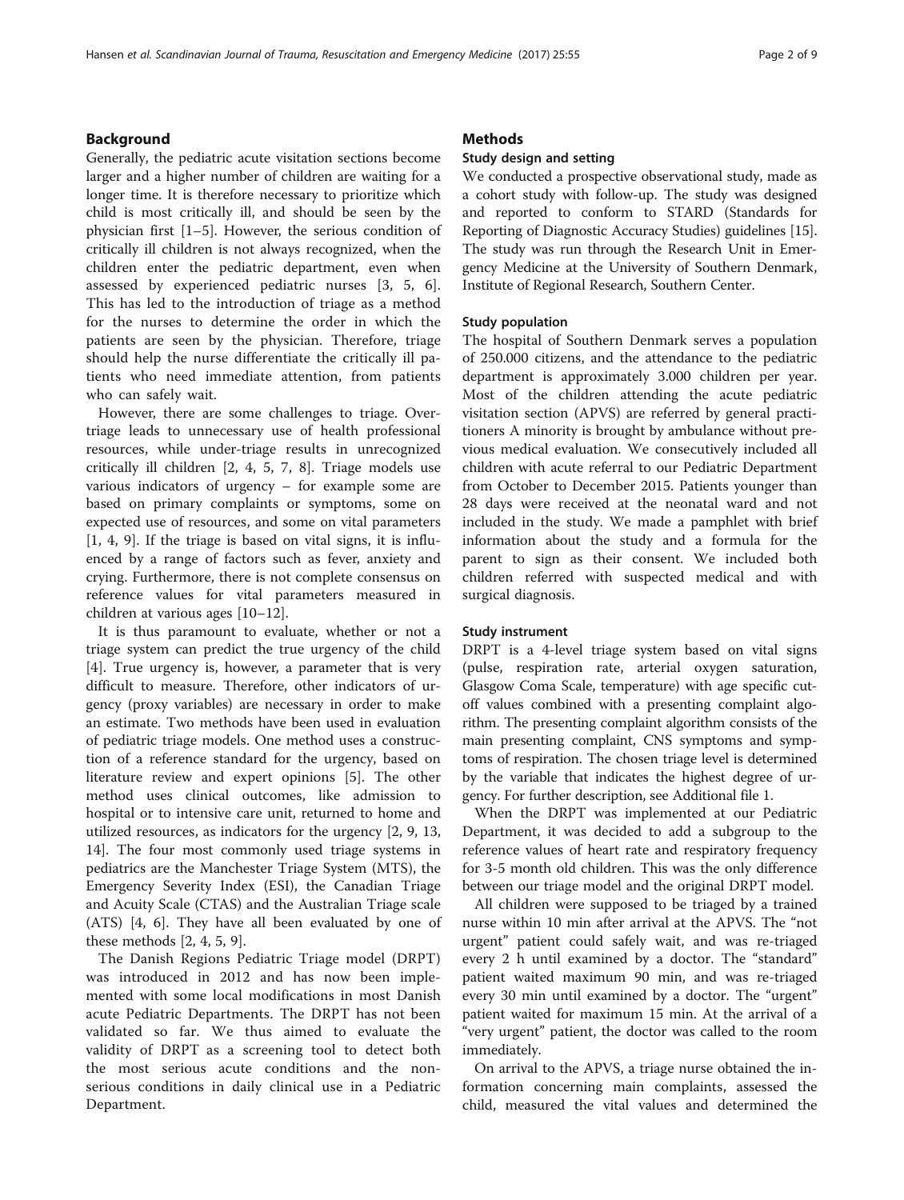## Background

Generally, the pediatric acute visitation sections become larger and a higher number of children are waiting for a longer time. It is therefore necessary to prioritize which child is most critically ill, and should be seen by the physician first [1–5]. However, the serious condition of critically ill children is not always recognized, when the children enter the pediatric department, even when assessed by experienced pediatric nurses [3, 5, 6]. This has led to the introduction of triage as a method for the nurses to determine the order in which the patients are seen by the physician. Therefore, triage should help the nurse differentiate the critically ill patients who need immediate attention, from patients who can safely wait.

However, there are some challenges to triage. Over-triage leads to unnecessary use of health professional resources, while under-triage results in unrecognized critically ill children [2, 4, 5, 7, 8]. Triage models use various indicators of urgency – for example some are based on primary complaints or symptoms, some on expected use of resources, and some on vital parameters [1, 4, 9]. If the triage is based on vital signs, it is influenced by a range of factors such as fever, anxiety and crying. Furthermore, there is not complete consensus on reference values for vital parameters measured in children at various ages [10–12].

It is thus paramount to evaluate, whether or not a triage system can predict the true urgency of the child [4]. True urgency is, however, a parameter that is very difficult to measure. Therefore, other indicators of urgency (proxy variables) are necessary in order to make an estimate. Two methods have been used in evaluation of pediatric triage models. One method uses a construction of a reference standard for the urgency, based on literature review and expert opinions [5]. The other method uses clinical outcomes, like admission to hospital or to intensive care unit, returned to home and utilized resources, as indicators for the urgency [2, 9, 13, 14]. The four most commonly used triage systems in pediatrics are the Manchester Triage System (MTS), the Emergency Severity Index (ESI), the Canadian Triage and Acuity Scale (CTAS) and the Australian Triage scale (ATS) [4, 6]. They have all been evaluated by one of these methods [2, 4, 5, 9].

The Danish Regions Pediatric Triage model (DRPT) was introduced in 2012 and has now been implemented with some local modifications in most Danish acute Pediatric Departments. The DRPT has not been validated so far. We thus aimed to evaluate the validity of DRPT as a screening tool to detect both the most serious acute conditions and the non-serious conditions in daily clinical use in a Pediatric Department.

## Methods

### Study design and setting

We conducted a prospective observational study, made as a cohort study with follow-up. The study was designed and reported to conform to STARD (Standards for Reporting of Diagnostic Accuracy Studies) guidelines [15]. The study was run through the Research Unit in Emergency Medicine at the University of Southern Denmark, Institute of Regional Research, Southern Center.

### Study population

The hospital of Southern Denmark serves a population of 250.000 citizens, and the attendance to the pediatric department is approximately 3.000 children per year. Most of the children attending the acute pediatric visitation section (APVS) are referred by general practitioners A minority is brought by ambulance without previous medical evaluation. We consecutively included all children with acute referral to our Pediatric Department from October to December 2015. Patients younger than 28 days were received at the neonatal ward and not included in the study. We made a pamphlet with brief information about the study and a formula for the parent to sign as their consent. We included both children referred with suspected medical and with surgical diagnosis.

### Study instrument

DRPT is a 4-level triage system based on vital signs (pulse, respiration rate, arterial oxygen saturation, Glasgow Coma Scale, temperature) with age specific cut-off values combined with a presenting complaint algorithm. The presenting complaint algorithm consists of the main presenting complaint, CNS symptoms and symptoms of respiration. The chosen triage level is determined by the variable that indicates the highest degree of urgency. For further description, see Additional file 1.

When the DRPT was implemented at our Pediatric Department, it was decided to add a subgroup to the reference values of heart rate and respiratory frequency for 3-5 month old children. This was the only difference between our triage model and the original DRPT model.

All children were supposed to be triaged by a trained nurse within 10 min after arrival at the APVS. The "not urgent" patient could safely wait, and was re-triaged every 2 h until examined by a doctor. The "standard" patient waited maximum 90 min, and was re-triaged every 30 min until examined by a doctor. The "urgent" patient waited for maximum 15 min. At the arrival of a "very urgent" patient, the doctor was called to the room immediately.

On arrival to the APVS, a triage nurse obtained the information concerning main complaints, assessed the child, measured the vital values and determined the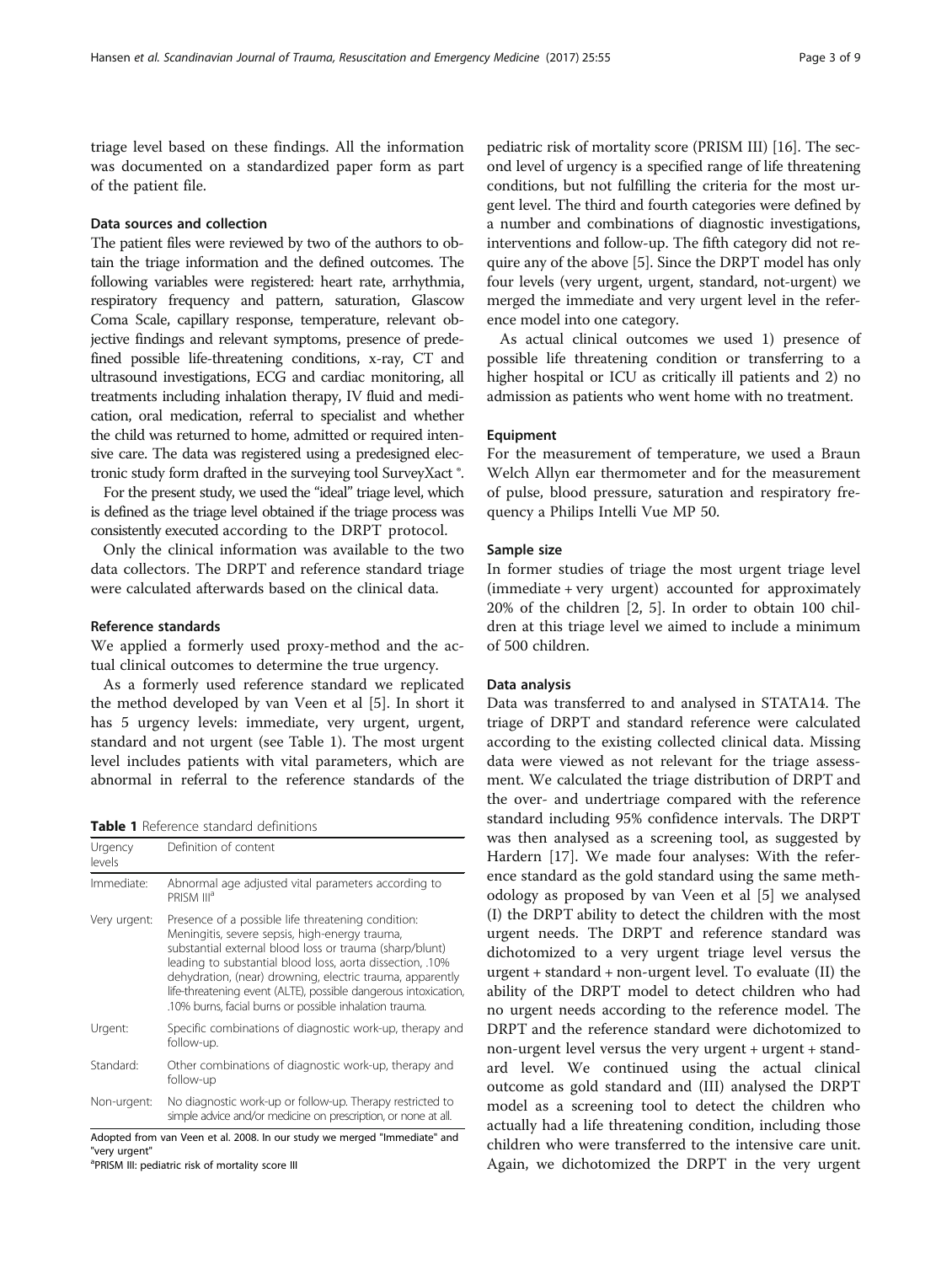triage level based on these findings. All the information was documented on a standardized paper form as part of the patient file.

### Data sources and collection

The patient files were reviewed by two of the authors to obtain the triage information and the defined outcomes. The following variables were registered: heart rate, arrhythmia, respiratory frequency and pattern, saturation, Glascow Coma Scale, capillary response, temperature, relevant objective findings and relevant symptoms, presence of predefined possible life-threatening conditions, x-ray, CT and ultrasound investigations, ECG and cardiac monitoring, all treatments including inhalation therapy, IV fluid and medication, oral medication, referral to specialist and whether the child was returned to home, admitted or required intensive care. The data was registered using a predesigned electronic study form drafted in the surveying tool SurveyXact ®.

For the present study, we used the "ideal" triage level, which is defined as the triage level obtained if the triage process was consistently executed according to the DRPT protocol.

Only the clinical information was available to the two data collectors. The DRPT and reference standard triage were calculated afterwards based on the clinical data.

### Reference standards

We applied a formerly used proxy-method and the actual clinical outcomes to determine the true urgency.

As a formerly used reference standard we replicated the method developed by van Veen et al [5]. In short it has 5 urgency levels: immediate, very urgent, urgent, standard and not urgent (see Table 1). The most urgent level includes patients with vital parameters, which are abnormal in referral to the reference standards of the pediatric risk of mortality score (PRISM III) [16]. The second level of urgency is a specified range of life threatening conditions, but not fulfilling the criteria for the most urgent level. The third and fourth categories were defined by a number and combinations of diagnostic investigations, interventions and follow-up. The fifth category did not require any of the above [5]. Since the DRPT model has only four levels (very urgent, urgent, standard, not-urgent) we merged the immediate and very urgent level in the reference model into one category.

**Table 1** Reference standard definitions

| Urgency levels | Definition of content |
|---|---|
| Immediate: | Abnormal age adjusted vital parameters according to PRISM III[a] |
| Very urgent: | Presence of a possible life threatening condition: Meningitis, severe sepsis, high-energy trauma, substantial external blood loss or trauma (sharp/blunt) leading to substantial blood loss, aorta dissection, .10% dehydration, (near) drowning, electric trauma, apparently life-threatening event (ALTE), possible dangerous intoxication, .10% burns, facial burns or possible inhalation trauma. |
| Urgent: | Specific combinations of diagnostic work-up, therapy and follow-up. |
| Standard: | Other combinations of diagnostic work-up, therapy and follow-up |
| Non-urgent: | No diagnostic work-up or follow-up. Therapy restricted to simple advice and/or medicine on prescription, or none at all. |

Adopted from van Veen et al. 2008. In our study we merged "Immediate" and "very urgent"

[a]PRISM III: pediatric risk of mortality score III

As actual clinical outcomes we used 1) presence of possible life threatening condition or transferring to a higher hospital or ICU as critically ill patients and 2) no admission as patients who went home with no treatment.

### Equipment

For the measurement of temperature, we used a Braun Welch Allyn ear thermometer and for the measurement of pulse, blood pressure, saturation and respiratory frequency a Philips Intelli Vue MP 50.

### Sample size

In former studies of triage the most urgent triage level (immediate + very urgent) accounted for approximately 20% of the children [2, 5]. In order to obtain 100 children at this triage level we aimed to include a minimum of 500 children.

### Data analysis

Data was transferred to and analysed in STATA14. The triage of DRPT and standard reference were calculated according to the existing collected clinical data. Missing data were viewed as not relevant for the triage assessment. We calculated the triage distribution of DRPT and the over- and undertriage compared with the reference standard including 95% confidence intervals. The DRPT was then analysed as a screening tool, as suggested by Hardern [17]. We made four analyses: With the reference standard as the gold standard using the same methodology as proposed by van Veen et al [5] we analysed (I) the DRPT ability to detect the children with the most urgent needs. The DRPT and reference standard was dichotomized to a very urgent triage level versus the urgent + standard + non-urgent level. To evaluate (II) the ability of the DRPT model to detect children who had no urgent needs according to the reference model. The DRPT and the reference standard were dichotomized to non-urgent level versus the very urgent + urgent + standard level. We continued using the actual clinical outcome as gold standard and (III) analysed the DRPT model as a screening tool to detect the children who actually had a life threatening condition, including those children who were transferred to the intensive care unit. Again, we dichotomized the DRPT in the very urgent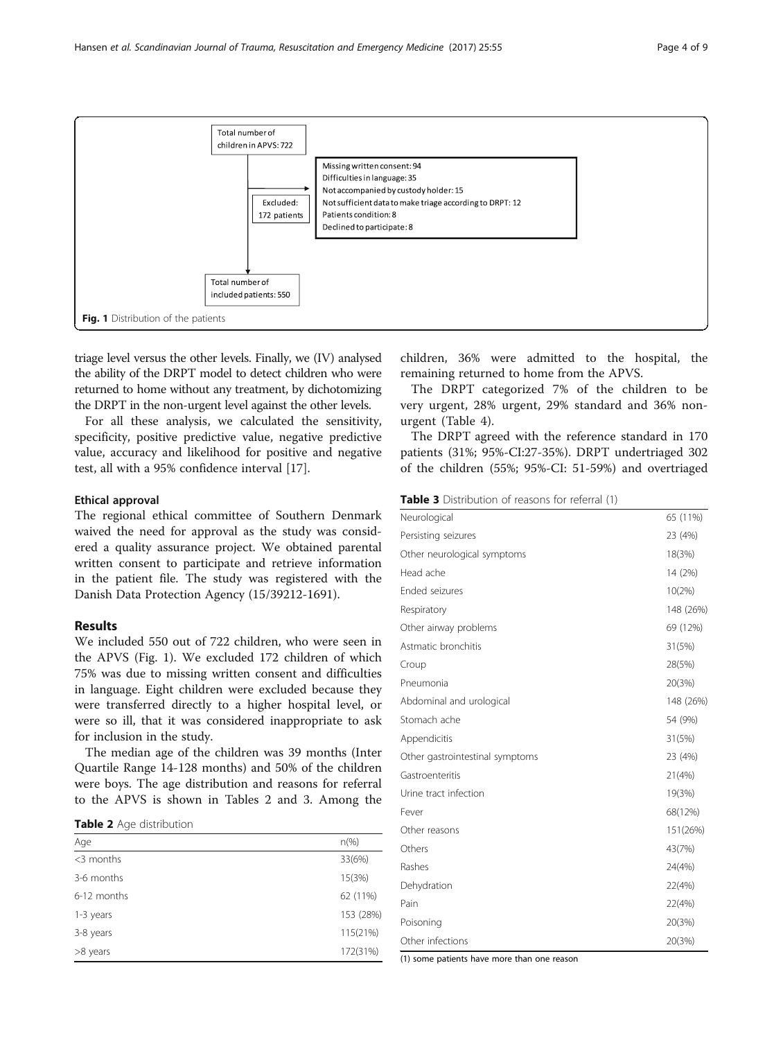Total number of children in APVS: 722

Excluded: 172 patients

- Missing written consent: 94
- Difficulties in language: 35
- Not accompanied by custody holder: 15
- Not sufficient data to make triage according to DRPT: 12
- Patients condition: 8
- Declined to participate: 8

Total number of included patients: 550

**Fig. 1** Distribution of the patients

triage level versus the other levels. Finally, we (IV) analysed the ability of the DRPT model to detect children who were returned to home without any treatment, by dichotomizing the DRPT in the non-urgent level against the other levels.

For all these analysis, we calculated the sensitivity, specificity, positive predictive value, negative predictive value, accuracy and likelihood for positive and negative test, all with a 95% confidence interval [17].

### Ethical approval

The regional ethical committee of Southern Denmark waived the need for approval as the study was considered a quality assurance project. We obtained parental written consent to participate and retrieve information in the patient file. The study was registered with the Danish Data Protection Agency (15/39212-1691).

## Results

We included 550 out of 722 children, who were seen in the APVS (Fig. 1). We excluded 172 children of which 75% was due to missing written consent and difficulties in language. Eight children were excluded because they were transferred directly to a higher hospital level, or were so ill, that it was considered inappropriate to ask for inclusion in the study.

The median age of the children was 39 months (Inter Quartile Range 14-128 months) and 50% of the children were boys. The age distribution and reasons for referral to the APVS is shown in Tables 2 and 3. Among the children, 36% were admitted to the hospital, the remaining returned to home from the APVS.

The DRPT categorized 7% of the children to be very urgent, 28% urgent, 29% standard and 36% non-urgent (Table 4).

The DRPT agreed with the reference standard in 170 patients (31%; 95%-CI:27-35%). DRPT undertriaged 302 of the children (55%; 95%-CI: 51-59%) and overtriaged

**Table 2** Age distribution

| Age | n(%) |
|---|---|
| <3 months | 33(6%) |
| 3-6 months | 15(3%) |
| 6-12 months | 62 (11%) |
| 1-3 years | 153 (28%) |
| 3-8 years | 115(21%) |
| >8 years | 172(31%) |

**Table 3** Distribution of reasons for referral (1)

| | |
|---|---|
| Neurological | 65 (11%) |
| Persisting seizures | 23 (4%) |
| Other neurological symptoms | 18(3%) |
| Head ache | 14 (2%) |
| Ended seizures | 10(2%) |
| Respiratory | 148 (26%) |
| Other airway problems | 69 (12%) |
| Astmatic bronchitis | 31(5%) |
| Croup | 28(5%) |
| Pneumonia | 20(3%) |
| Abdominal and urological | 148 (26%) |
| Stomach ache | 54 (9%) |
| Appendicitis | 31(5%) |
| Other gastrointestinal symptoms | 23 (4%) |
| Gastroenteritis | 21(4%) |
| Urine tract infection | 19(3%) |
| Fever | 68(12%) |
| Other reasons | 151(26%) |
| Others | 43(7%) |
| Rashes | 24(4%) |
| Dehydration | 22(4%) |
| Pain | 22(4%) |
| Poisoning | 20(3%) |
| Other infections | 20(3%) |

(1) some patients have more than one reason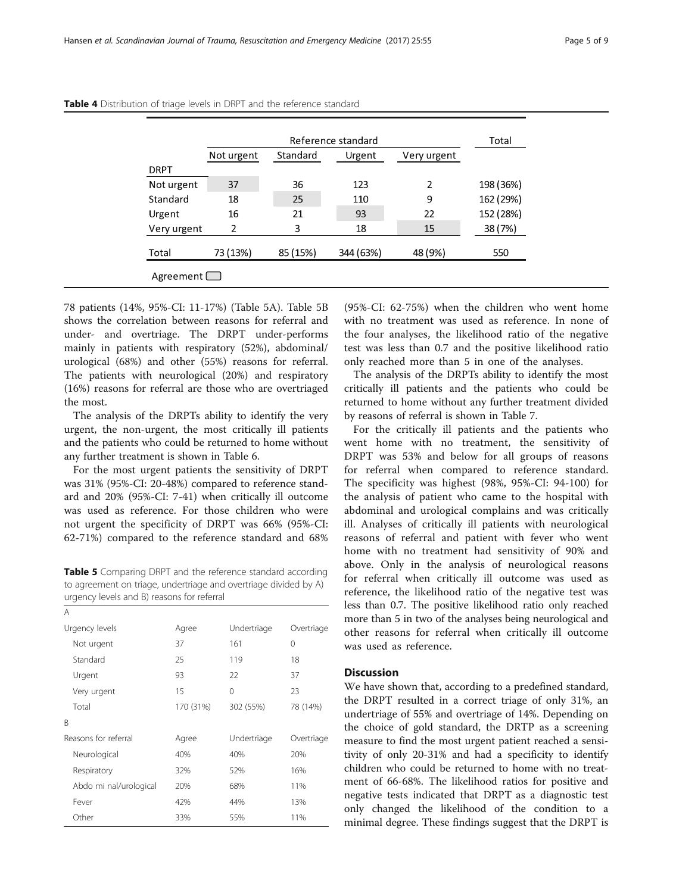**Table 4** Distribution of triage levels in DRPT and the reference standard

| | Reference standard | | | | Total |
|---|---|---|---|---|---|
| | Not urgent | Standard | Urgent | Very urgent | |
| DRPT | | | | | |
| Not urgent | 37 | 36 | 123 | 2 | 198 (36%) |
| Standard | 18 | 25 | 110 | 9 | 162 (29%) |
| Urgent | 16 | 21 | 93 | 22 | 152 (28%) |
| Very urgent | 2 | 3 | 18 | 15 | 38 (7%) |
| Total | 73 (13%) | 85 (15%) | 344 (63%) | 48 (9%) | 550 |

Agreement ▭

78 patients (14%, 95%-CI: 11-17%) (Table 5A). Table 5B shows the correlation between reasons for referral and under- and overtriage. The DRPT under-performs mainly in patients with respiratory (52%), abdominal/urological (68%) and other (55%) reasons for referral. The patients with neurological (20%) and respiratory (16%) reasons for referral are those who are overtriaged the most.

The analysis of the DRPTs ability to identify the very urgent, the non-urgent, the most critically ill patients and the patients who could be returned to home without any further treatment is shown in Table 6.

For the most urgent patients the sensitivity of DRPT was 31% (95%-CI: 20-48%) compared to reference standard and 20% (95%-CI: 7-41) when critically ill outcome was used as reference. For those children who were not urgent the specificity of DRPT was 66% (95%-CI: 62-71%) compared to the reference standard and 68%

**Table 5** Comparing DRPT and the reference standard according to agreement on triage, undertriage and overtriage divided by A) urgency levels and B) reasons for referral

| A | | | |
|---|---|---|---|
| Urgency levels | Agree | Undertriage | Overtriage |
| Not urgent | 37 | 161 | 0 |
| Standard | 25 | 119 | 18 |
| Urgent | 93 | 22 | 37 |
| Very urgent | 15 | 0 | 23 |
| Total | 170 (31%) | 302 (55%) | 78 (14%) |
| **B** | | | |
| Reasons for referral | Agree | Undertriage | Overtriage |
| Neurological | 40% | 40% | 20% |
| Respiratory | 32% | 52% | 16% |
| Abdo mi nal/urological | 20% | 68% | 11% |
| Fever | 42% | 44% | 13% |
| Other | 33% | 55% | 11% |

(95%-CI: 62-75%) when the children who went home with no treatment was used as reference. In none of the four analyses, the likelihood ratio of the negative test was less than 0.7 and the positive likelihood ratio only reached more than 5 in one of the analyses.

The analysis of the DRPTs ability to identify the most critically ill patients and the patients who could be returned to home without any further treatment divided by reasons of referral is shown in Table 7.

For the critically ill patients and the patients who went home with no treatment, the sensitivity of DRPT was 53% and below for all groups of reasons for referral when compared to reference standard. The specificity was highest (98%, 95%-CI: 94-100) for the analysis of patient who came to the hospital with abdominal and urological complains and was critically ill. Analyses of critically ill patients with neurological reasons of referral and patient with fever who went home with no treatment had sensitivity of 90% and above. Only in the analysis of neurological reasons for referral when critically ill outcome was used as reference, the likelihood ratio of the negative test was less than 0.7. The positive likelihood ratio only reached more than 5 in two of the analyses being neurological and other reasons for referral when critically ill outcome was used as reference.

## Discussion

We have shown that, according to a predefined standard, the DRPT resulted in a correct triage of only 31%, an undertriage of 55% and overtriage of 14%. Depending on the choice of gold standard, the DRTP as a screening measure to find the most urgent patient reached a sensitivity of only 20-31% and had a specificity to identify children who could be returned to home with no treatment of 66-68%. The likelihood ratios for positive and negative tests indicated that DRPT as a diagnostic test only changed the likelihood of the condition to a minimal degree. These findings suggest that the DRPT is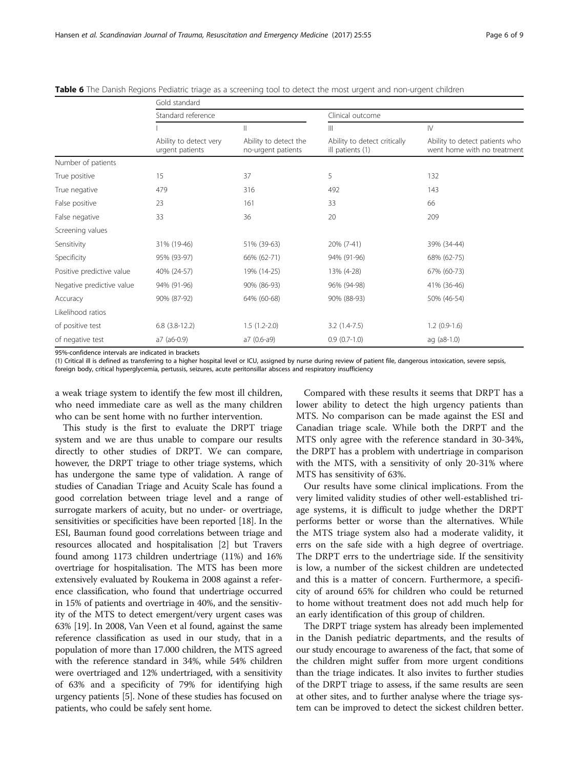**Table 6** The Danish Regions Pediatric triage as a screening tool to detect the most urgent and non-urgent children

| | Gold standard | | | |
|---|---|---|---|---|
| | Standard reference | | Clinical outcome | |
| | I | II | III | IV |
| | Ability to detect very urgent patients | Ability to detect the no-urgent patients | Ability to detect critically ill patients (1) | Ability to detect patients who went home with no treatment |
| Number of patients | | | | |
| True positive | 15 | 37 | 5 | 132 |
| True negative | 479 | 316 | 492 | 143 |
| False positive | 23 | 161 | 33 | 66 |
| False negative | 33 | 36 | 20 | 209 |
| Screening values | | | | |
| Sensitivity | 31% (19-46) | 51% (39-63) | 20% (7-41) | 39% (34-44) |
| Specificity | 95% (93-97) | 66% (62-71) | 94% (91-96) | 68% (62-75) |
| Positive predictive value | 40% (24-57) | 19% (14-25) | 13% (4-28) | 67% (60-73) |
| Negative predictive value | 94% (91-96) | 90% (86-93) | 96% (94-98) | 41% (36-46) |
| Accuracy | 90% (87-92) | 64% (60-68) | 90% (88-93) | 50% (46-54) |
| Likelihood ratios | | | | |
| of positive test | 6.8 (3.8-12.2) | 1.5 (1.2-2.0) | 3.2 (1.4-7.5) | 1.2 (0.9-1.6) |
| of negative test | a7 (a6-0.9) | a7 (0.6-a9) | 0.9 (0.7-1.0) | ag (a8-1.0) |

95%-confidence intervals are indicated in brackets

(1) Critical ill is defined as transferring to a higher hospital level or ICU, assigned by nurse during review of patient file, dangerous intoxication, severe sepsis, foreign body, critical hyperglycemia, pertussis, seizures, acute peritonsillar abscess and respiratory insufficiency

a weak triage system to identify the few most ill children, who need immediate care as well as the many children who can be sent home with no further intervention.

This study is the first to evaluate the DRPT triage system and we are thus unable to compare our results directly to other studies of DRPT. We can compare, however, the DRPT triage to other triage systems, which has undergone the same type of validation. A range of studies of Canadian Triage and Acuity Scale has found a good correlation between triage level and a range of surrogate markers of acuity, but no under- or overtriage, sensitivities or specificities have been reported [18]. In the ESI, Bauman found good correlations between triage and resources allocated and hospitalisation [2] but Travers found among 1173 children undertriage (11%) and 16% overtriage for hospitalisation. The MTS has been more extensively evaluated by Roukema in 2008 against a reference classification, who found that undertriage occurred in 15% of patients and overtriage in 40%, and the sensitivity of the MTS to detect emergent/very urgent cases was 63% [19]. In 2008, Van Veen et al found, against the same reference classification as used in our study, that in a population of more than 17.000 children, the MTS agreed with the reference standard in 34%, while 54% children were overtriaged and 12% undertriaged, with a sensitivity of 63% and a specificity of 79% for identifying high urgency patients [5]. None of these studies has focused on patients, who could be safely sent home.

Compared with these results it seems that DRPT has a lower ability to detect the high urgency patients than MTS. No comparison can be made against the ESI and Canadian triage scale. While both the DRPT and the MTS only agree with the reference standard in 30-34%, the DRPT has a problem with undertriage in comparison with the MTS, with a sensitivity of only 20-31% where MTS has sensitivity of 63%.

Our results have some clinical implications. From the very limited validity studies of other well-established triage systems, it is difficult to judge whether the DRPT performs better or worse than the alternatives. While the MTS triage system also had a moderate validity, it errs on the safe side with a high degree of overtriage. The DRPT errs to the undertriage side. If the sensitivity is low, a number of the sickest children are undetected and this is a matter of concern. Furthermore, a specificity of around 65% for children who could be returned to home without treatment does not add much help for an early identification of this group of children.

The DRPT triage system has already been implemented in the Danish pediatric departments, and the results of our study encourage to awareness of the fact, that some of the children might suffer from more urgent conditions than the triage indicates. It also invites to further studies of the DRPT triage to assess, if the same results are seen at other sites, and to further analyse where the triage system can be improved to detect the sickest children better.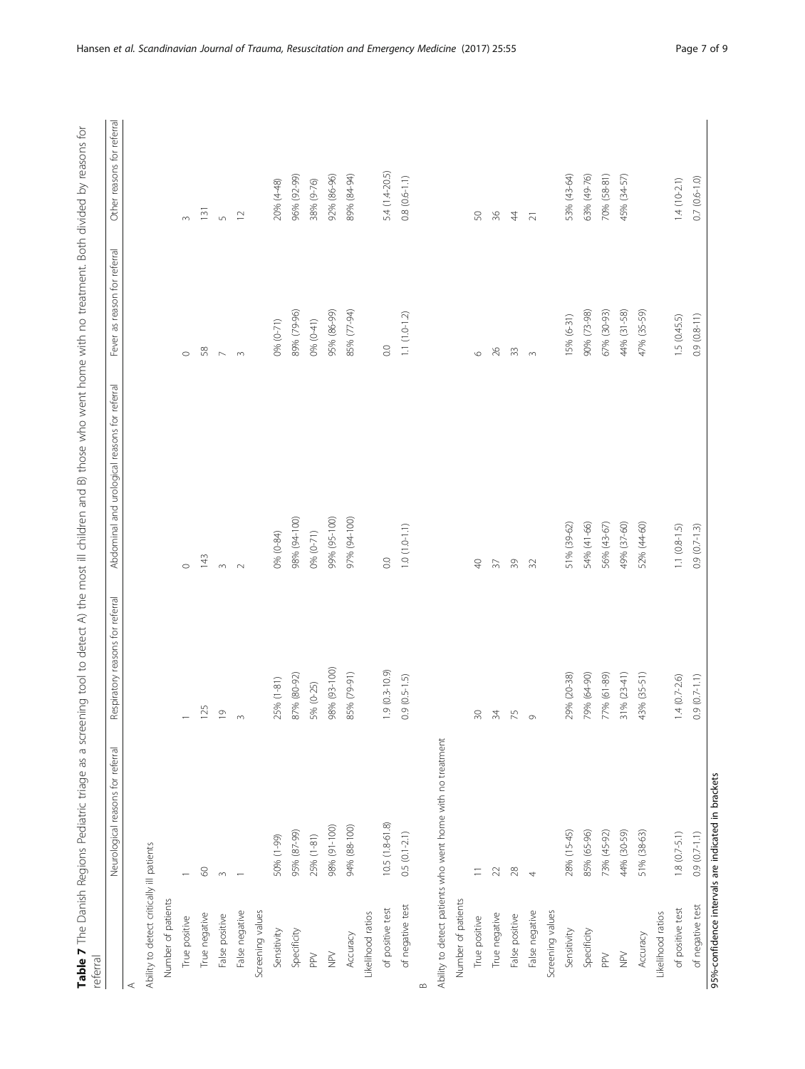**Table 7** The Danish Regions Pediatric triage as a screening tool to detect A) the most ill children and B) those who went home with no treatment. Both divided by reasons for referral

| | Neurological reasons for referral | Respiratory reasons for referral | Abdominal and urological reasons for referral | Fever as reason for referral | Other reasons for referral |
|---|---|---|---|---|---|
| A | | | | | |
| Ability to detect critically ill patients | | | | | |
| Number of patients | | | | | |
| True positive | 1 | 1 | 0 | 0 | 3 |
| True negative | 60 | 125 | 143 | 58 | 131 |
| False positive | 3 | 19 | 3 | 7 | 5 |
| False negative | 1 | 3 | 2 | 3 | 12 |
| Screening values | | | | | |
| Sensitivity | 50% (1-99) | 25% (1-81) | 0% (0-84) | 0% (0-71) | 20% (4-48) |
| Specificity | 95% (87-99) | 87% (80-92) | 98% (94-100) | 89% (79-96) | 96% (92-99) |
| PPV | 25% (1-81) | 5% (0-25) | 0% (0-71) | 0% (0-41) | 38% (9-76) |
| NPV | 98% (91-100) | 98% (93-100) | 99% (95-100) | 95% (86-99) | 92% (86-96) |
| Accuracy | 94% (88-100) | 85% (79-91) | 97% (94-100) | 85% (77-94) | 89% (84-94) |
| Likelihood ratios | | | | | |
| of positive test | 10.5 (1.8-61.8) | 1.9 (0.3-10.9) | 0.0 | 0.0 | 5.4 (1.4-20.5) |
| of negative test | 0.5 (0.1-2.1) | 0.9 (0.5-1.5) | 1.0 (1.0-1.1) | 1.1 (1.0-1.2) | 0.8 (0.6-1.1) |
| B | | | | | |
| Ability to detect patients who went home with no treatment | | | | | |
| Number of patients | | | | | |
| True positive | 11 | 30 | 40 | 6 | 50 |
| True negative | 22 | 34 | 37 | 26 | 36 |
| False positive | 28 | 75 | 39 | 33 | 44 |
| False negative | 4 | 9 | 32 | 3 | 21 |
| Screening values | | | | | |
| Sensitivity | 28% (15-45) | 29% (20-38) | 51% (39-62) | 15% (6-31) | 53% (43-64) |
| Specificity | 85% (65-96) | 79% (64-90) | 54% (41-66) | 90% (73-98) | 63% (49-76) |
| PPV | 73% (45-92) | 77% (61-89) | 56% (43-67) | 67% (30-93) | 70% (58-81) |
| NPV | 44% (30-59) | 31% (23-41) | 49% (37-60) | 44% (31-58) | 45% (34-57) |
| Accuracy | 51% (38-63) | 43% (35-51) | 52% (44-60) | 47% (35-59) | |
| Likelihood ratios | | | | | |
| of positive test | 1.8 (0.7-5.1) | 1.4 (0.7-2.6) | 1.1 (0.8-1.5) | 1.5 (0.4-5.5) | 1.4 (1.0-2.1) |
| of negative test | 0.9 (0.7-1.1) | 0.9 (0.7-1.1) | 0.9 (0.7-1.3) | 0.9 (0.8-1.1) | 0.7 (0.6-1.0) |

95%-confidence intervals are indicated in brackets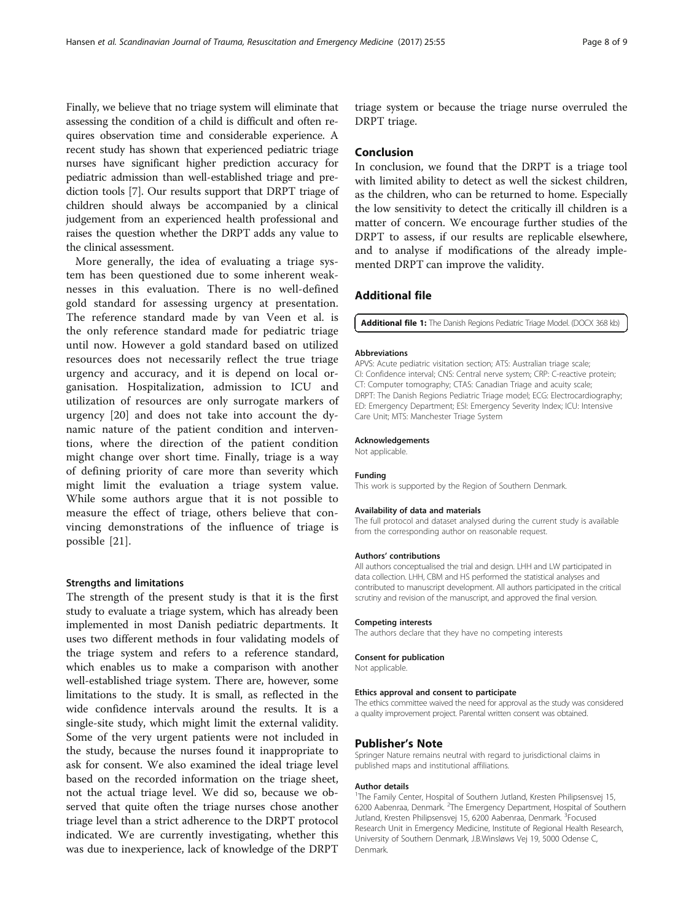Finally, we believe that no triage system will eliminate that assessing the condition of a child is difficult and often requires observation time and considerable experience. A recent study has shown that experienced pediatric triage nurses have significant higher prediction accuracy for pediatric admission than well-established triage and prediction tools [7]. Our results support that DRPT triage of children should always be accompanied by a clinical judgement from an experienced health professional and raises the question whether the DRPT adds any value to the clinical assessment.

More generally, the idea of evaluating a triage system has been questioned due to some inherent weaknesses in this evaluation. There is no well-defined gold standard for assessing urgency at presentation. The reference standard made by van Veen et al. is the only reference standard made for pediatric triage until now. However a gold standard based on utilized resources does not necessarily reflect the true triage urgency and accuracy, and it is depend on local organisation. Hospitalization, admission to ICU and utilization of resources are only surrogate markers of urgency [20] and does not take into account the dynamic nature of the patient condition and interventions, where the direction of the patient condition might change over short time. Finally, triage is a way of defining priority of care more than severity which might limit the evaluation a triage system value. While some authors argue that it is not possible to measure the effect of triage, others believe that convincing demonstrations of the influence of triage is possible [21].

### Strengths and limitations

The strength of the present study is that it is the first study to evaluate a triage system, which has already been implemented in most Danish pediatric departments. It uses two different methods in four validating models of the triage system and refers to a reference standard, which enables us to make a comparison with another well-established triage system. There are, however, some limitations to the study. It is small, as reflected in the wide confidence intervals around the results. It is a single-site study, which might limit the external validity. Some of the very urgent patients were not included in the study, because the nurses found it inappropriate to ask for consent. We also examined the ideal triage level based on the recorded information on the triage sheet, not the actual triage level. We did so, because we observed that quite often the triage nurses chose another triage level than a strict adherence to the DRPT protocol indicated. We are currently investigating, whether this was due to inexperience, lack of knowledge of the DRPT triage system or because the triage nurse overruled the DRPT triage.

## Conclusion

In conclusion, we found that the DRPT is a triage tool with limited ability to detect as well the sickest children, as the children, who can be returned to home. Especially the low sensitivity to detect the critically ill children is a matter of concern. We encourage further studies of the DRPT to assess, if our results are replicable elsewhere, and to analyse if modifications of the already implemented DRPT can improve the validity.

## Additional file

**Additional file 1:** The Danish Regions Pediatric Triage Model. (DOCX 368 kb)

#### Abbreviations

APVS: Acute pediatric visitation section; ATS: Australian triage scale; CI: Confidence interval; CNS: Central nerve system; CRP: C-reactive protein; CT: Computer tomography; CTAS: Canadian Triage and acuity scale; DRPT: The Danish Regions Pediatric Triage model; ECG: Electrocardiography; ED: Emergency Department; ESI: Emergency Severity Index; ICU: Intensive Care Unit; MTS: Manchester Triage System

#### Acknowledgements

Not applicable.

#### Funding

This work is supported by the Region of Southern Denmark.

#### Availability of data and materials

The full protocol and dataset analysed during the current study is available from the corresponding author on reasonable request.

#### Authors' contributions

All authors conceptualised the trial and design. LHH and LW participated in data collection. LHH, CBM and HS performed the statistical analyses and contributed to manuscript development. All authors participated in the critical scrutiny and revision of the manuscript, and approved the final version.

#### Competing interests

The authors declare that they have no competing interests

#### Consent for publication

Not applicable.

#### Ethics approval and consent to participate

The ethics committee waived the need for approval as the study was considered a quality improvement project. Parental written consent was obtained.

## Publisher's Note

Springer Nature remains neutral with regard to jurisdictional claims in published maps and institutional affiliations.

#### Author details

[1]The Family Center, Hospital of Southern Jutland, Kresten Philipsensvej 15, 6200 Aabenraa, Denmark. [2]The Emergency Department, Hospital of Southern Jutland, Kresten Philipsensvej 15, 6200 Aabenraa, Denmark. [3]Focused Research Unit in Emergency Medicine, Institute of Regional Health Research, University of Southern Denmark, J.B.Winsløws Vej 19, 5000 Odense C, Denmark.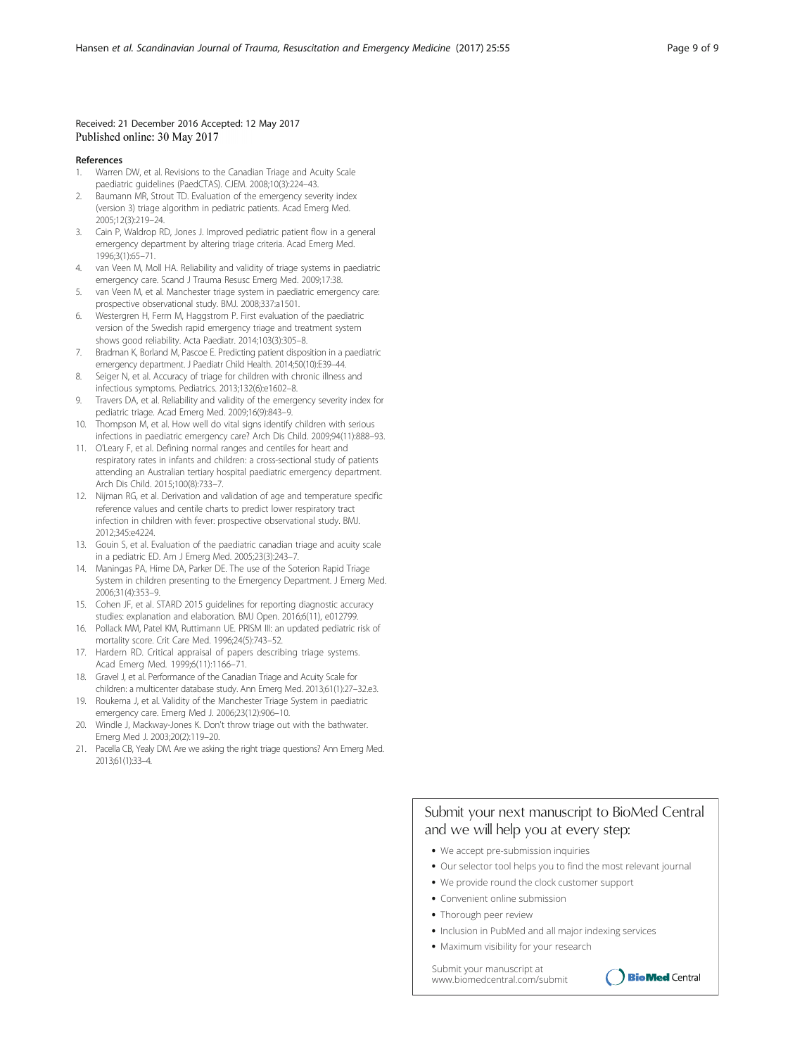Received: 21 December 2016 Accepted: 12 May 2017
Published online: 30 May 2017

## References

1. Warren DW, et al. Revisions to the Canadian Triage and Acuity Scale paediatric guidelines (PaedCTAS). CJEM. 2008;10(3):224–43.
2. Baumann MR, Strout TD. Evaluation of the emergency severity index (version 3) triage algorithm in pediatric patients. Acad Emerg Med. 2005;12(3):219–24.
3. Cain P, Waldrop RD, Jones J. Improved pediatric patient flow in a general emergency department by altering triage criteria. Acad Emerg Med. 1996;3(1):65–71.
4. van Veen M, Moll HA. Reliability and validity of triage systems in paediatric emergency care. Scand J Trauma Resusc Emerg Med. 2009;17:38.
5. van Veen M, et al. Manchester triage system in paediatric emergency care: prospective observational study. BMJ. 2008;337:a1501.
6. Westergren H, Ferm M, Haggstrom P. First evaluation of the paediatric version of the Swedish rapid emergency triage and treatment system shows good reliability. Acta Paediatr. 2014;103(3):305–8.
7. Bradman K, Borland M, Pascoe E. Predicting patient disposition in a paediatric emergency department. J Paediatr Child Health. 2014;50(10):E39–44.
8. Seiger N, et al. Accuracy of triage for children with chronic illness and infectious symptoms. Pediatrics. 2013;132(6):e1602–8.
9. Travers DA, et al. Reliability and validity of the emergency severity index for pediatric triage. Acad Emerg Med. 2009;16(9):843–9.
10. Thompson M, et al. How well do vital signs identify children with serious infections in paediatric emergency care? Arch Dis Child. 2009;94(11):888–93.
11. O'Leary F, et al. Defining normal ranges and centiles for heart and respiratory rates in infants and children: a cross-sectional study of patients attending an Australian tertiary hospital paediatric emergency department. Arch Dis Child. 2015;100(8):733–7.
12. Nijman RG, et al. Derivation and validation of age and temperature specific reference values and centile charts to predict lower respiratory tract infection in children with fever: prospective observational study. BMJ. 2012;345:e4224.
13. Gouin S, et al. Evaluation of the paediatric canadian triage and acuity scale in a pediatric ED. Am J Emerg Med. 2005;23(3):243–7.
14. Maningas PA, Hime DA, Parker DE. The use of the Soterion Rapid Triage System in children presenting to the Emergency Department. J Emerg Med. 2006;31(4):353–9.
15. Cohen JF, et al. STARD 2015 guidelines for reporting diagnostic accuracy studies: explanation and elaboration. BMJ Open. 2016;6(11), e012799.
16. Pollack MM, Patel KM, Ruttimann UE. PRISM III: an updated pediatric risk of mortality score. Crit Care Med. 1996;24(5):743–52.
17. Hardern RD. Critical appraisal of papers describing triage systems. Acad Emerg Med. 1999;6(11):1166–71.
18. Gravel J, et al. Performance of the Canadian Triage and Acuity Scale for children: a multicenter database study. Ann Emerg Med. 2013;61(1):27–32.e3.
19. Roukema J, et al. Validity of the Manchester Triage System in paediatric emergency care. Emerg Med J. 2006;23(12):906–10.
20. Windle J, Mackway-Jones K. Don't throw triage out with the bathwater. Emerg Med J. 2003;20(2):119–20.
21. Pacella CB, Yealy DM. Are we asking the right triage questions? Ann Emerg Med. 2013;61(1):33–4.

Submit your next manuscript to BioMed Central and we will help you at every step:

- We accept pre-submission inquiries
- Our selector tool helps you to find the most relevant journal
- We provide round the clock customer support
- Convenient online submission
- Thorough peer review
- Inclusion in PubMed and all major indexing services
- Maximum visibility for your research

Submit your manuscript at
www.biomedcentral.com/submit

BioMed Central